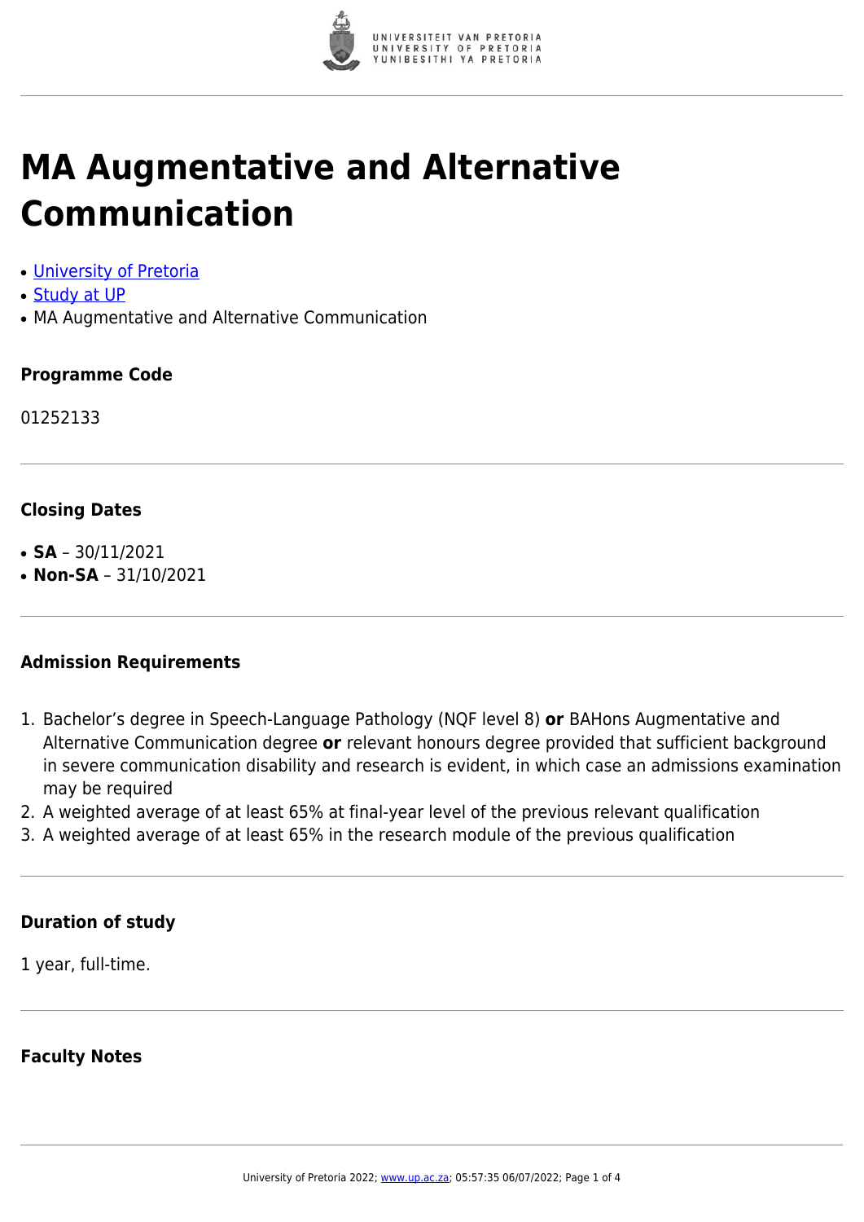# MA Augmentative and Alternative Communication

- [University of Pretoria]
- [Study at UP]
- MA Augmentative and Alternative Communication

### Programme Code

01252133

### Closing Dates

- **SA** – 30/11/2021
- **Non-SA** – 31/10/2021

### Admission Requirements

1. Bachelor's degree in Speech-Language Pathology (NQF level 8) **or** BAHons Augmentative and Alternative Communication degree **or** relevant honours degree provided that sufficient background in severe communication disability and research is evident, in which case an admissions examination may be required
2. A weighted average of at least 65% at final-year level of the previous relevant qualification
3. A weighted average of at least 65% in the research module of the previous qualification

### Duration of study

1 year, full-time.

### Faculty Notes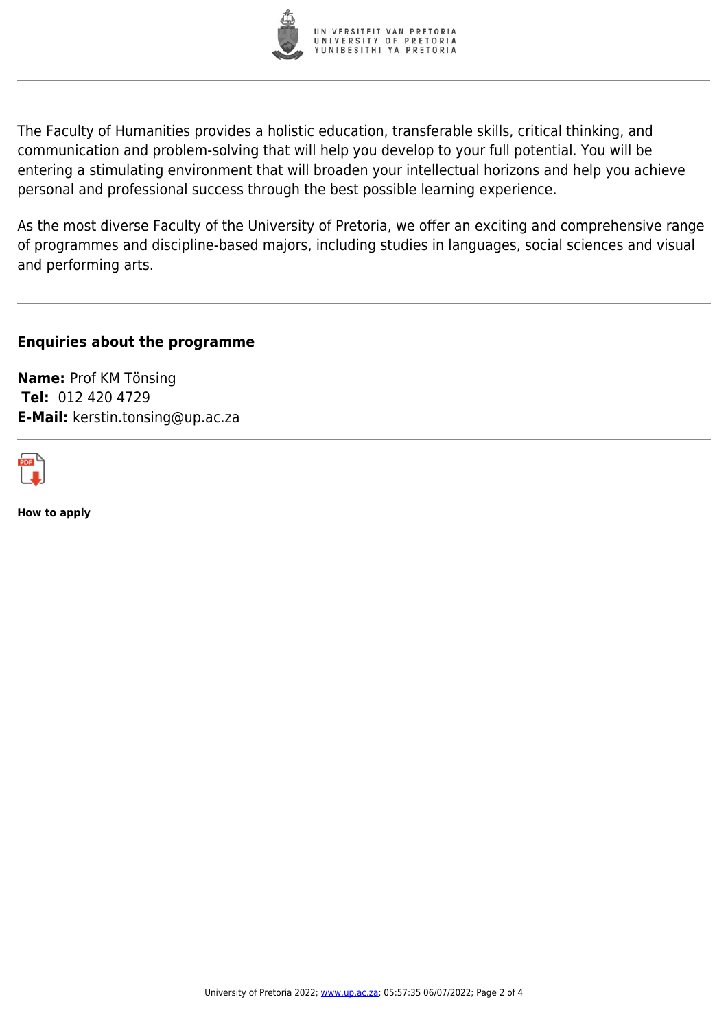The Faculty of Humanities provides a holistic education, transferable skills, critical thinking, and communication and problem-solving that will help you develop to your full potential. You will be entering a stimulating environment that will broaden your intellectual horizons and help you achieve personal and professional success through the best possible learning experience.

As the most diverse Faculty of the University of Pretoria, we offer an exciting and comprehensive range of programmes and discipline-based majors, including studies in languages, social sciences and visual and performing arts.

### Enquiries about the programme

**Name:** Prof KM Tönsing
**Tel:** 012 420 4729
**E-Mail:** kerstin.tonsing@up.ac.za

**How to apply**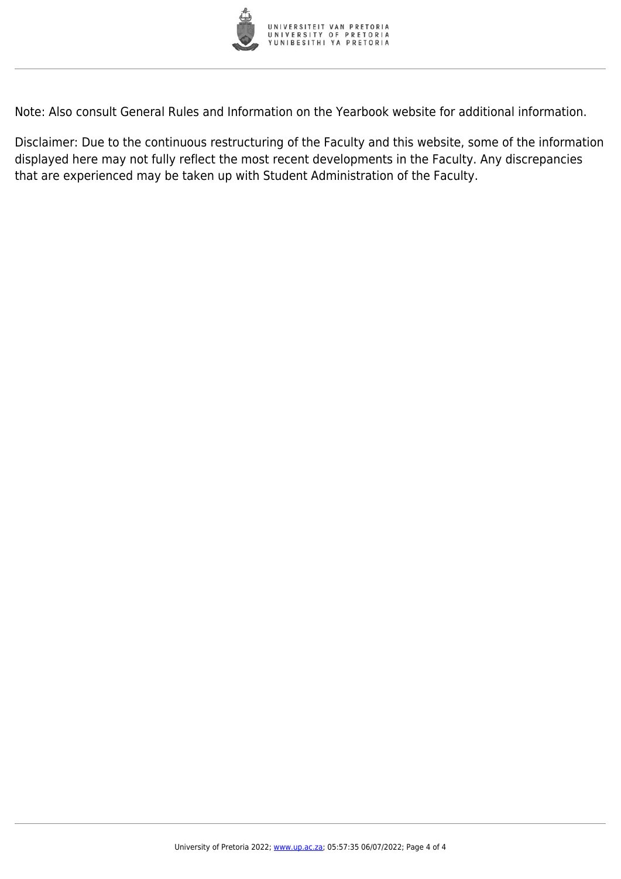Note: Also consult General Rules and Information on the Yearbook website for additional information.

Disclaimer: Due to the continuous restructuring of the Faculty and this website, some of the information displayed here may not fully reflect the most recent developments in the Faculty. Any discrepancies that are experienced may be taken up with Student Administration of the Faculty.